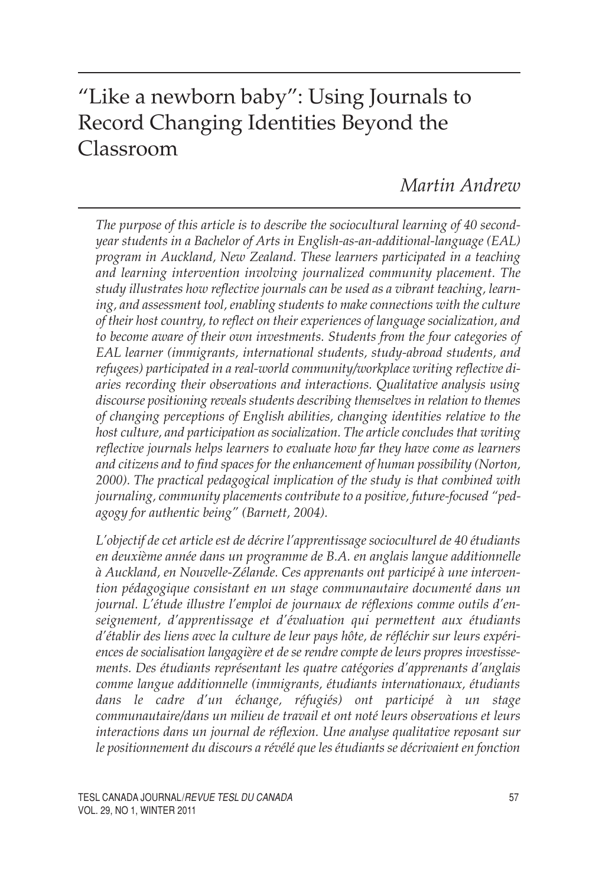# "Like a newborn baby": Using Journals to Record Changing Identities Beyond the Classroom

*Martin Andrew*

*The purpose of this article is to describe the sociocultural learning of 40 second-year students in a Bachelor of Arts in English-as-an-additional-language (EAL) program in Auckland, New Zealand. These learners participated in a teaching and learning intervention involving journalized community placement. The study illustrates how reflective journals can be used as a vibrant teaching, learning, and assessment tool, enabling students to make connections with the culture of their host country, to reflect on their experiences of language socialization, and to become aware of their own investments. Students from the four categories of EAL learner (immigrants, international students, study-abroad students, and refugees) participated in a real-world community/workplace writing reflective diaries recording their observations and interactions. Qualitative analysis using discourse positioning reveals students describing themselves in relation to themes of changing perceptions of English abilities, changing identities relative to the host culture, and participation as socialization. The article concludes that writing reflective journals helps learners to evaluate how far they have come as learners and citizens and to find spaces for the enhancement of human possibility (Norton, 2000). The practical pedagogical implication of the study is that combined with journaling, community placements contribute to a positive, future-focused "pedagogy for authentic being" (Barnett, 2004).*

*L'objectif de cet article est de décrire l'apprentissage socioculturel de 40 étudiants en deuxième année dans un programme de B.A. en anglais langue additionnelle à Auckland, en Nouvelle-Zélande. Ces apprenants ont participé à une intervention pédagogique consistant en un stage communautaire documenté dans un journal. L'étude illustre l'emploi de journaux de réflexions comme outils d'enseignement, d'apprentissage et d'évaluation qui permettent aux étudiants d'établir des liens avec la culture de leur pays hôte, de réfléchir sur leurs expériences de socialisation langagière et de se rendre compte de leurs propres investissements. Des étudiants représentant les quatre catégories d'apprenants d'anglais comme langue additionnelle (immigrants, étudiants internationaux, étudiants dans le cadre d'un échange, réfugiés) ont participé à un stage communautaire/dans un milieu de travail et ont noté leurs observations et leurs interactions dans un journal de réflexion. Une analyse qualitative reposant sur le positionnement du discours a révélé que les étudiants se décrivaient en fonction*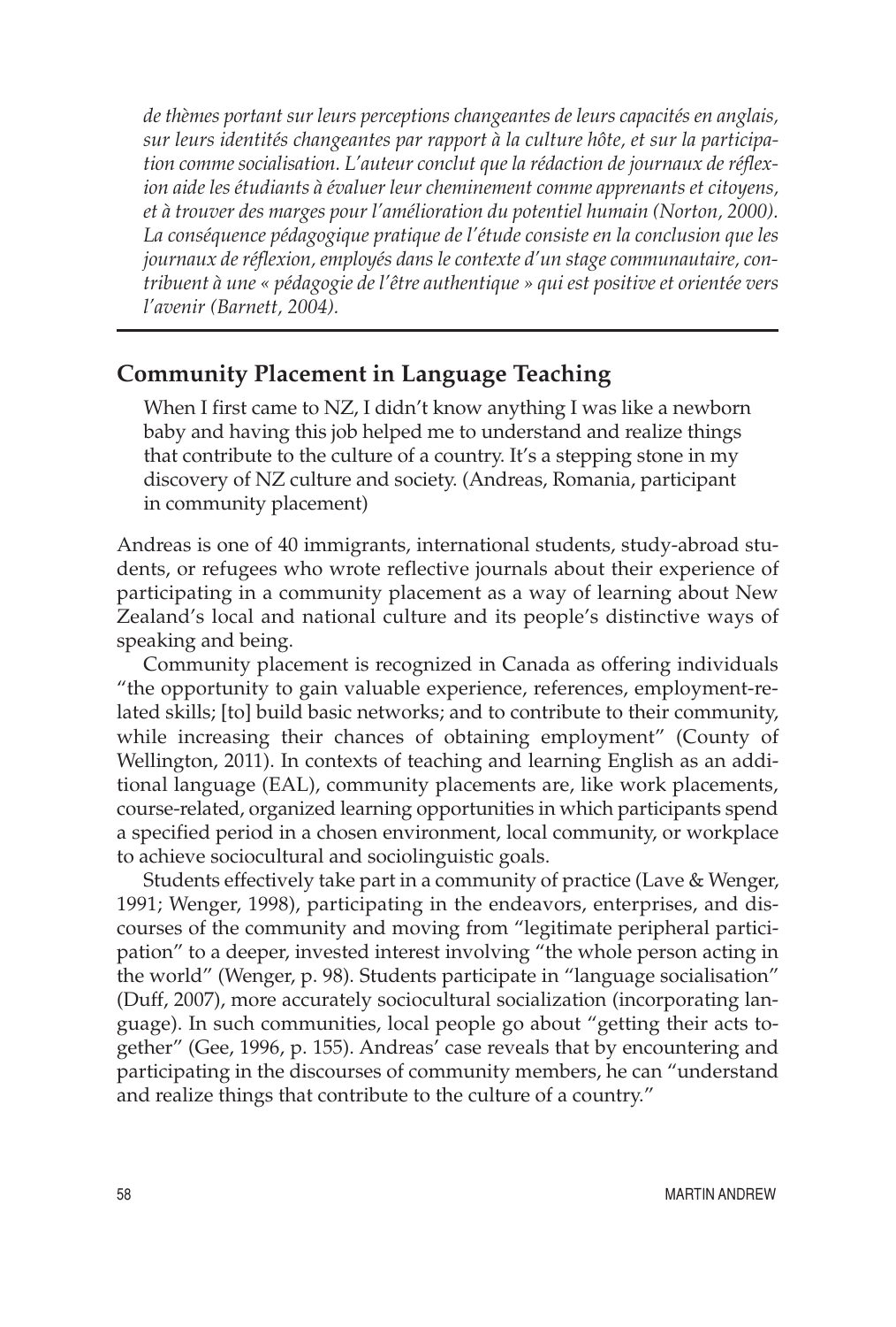*de thèmes portant sur leurs perceptions changeantes de leurs capacités en anglais, sur leurs identités changeantes par rapport à la culture hôte, et sur la participation comme socialisation. L'auteur conclut que la rédaction de journaux de réflexion aide les étudiants à évaluer leur cheminement comme apprenants et citoyens, et à trouver des marges pour l'amélioration du potentiel humain (Norton, 2000). La conséquence pédagogique pratique de l'étude consiste en la conclusion que les journaux de réflexion, employés dans le contexte d'un stage communautaire, contribuent à une « pédagogie de l'être authentique » qui est positive et orientée vers l'avenir (Barnett, 2004).*

## Community Placement in Language Teaching

> When I first came to NZ, I didn't know anything I was like a newborn baby and having this job helped me to understand and realize things that contribute to the culture of a country. It's a stepping stone in my discovery of NZ culture and society. (Andreas, Romania, participant in community placement)

Andreas is one of 40 immigrants, international students, study-abroad students, or refugees who wrote reflective journals about their experience of participating in a community placement as a way of learning about New Zealand's local and national culture and its people's distinctive ways of speaking and being.

Community placement is recognized in Canada as offering individuals "the opportunity to gain valuable experience, references, employment-related skills; [to] build basic networks; and to contribute to their community, while increasing their chances of obtaining employment" (County of Wellington, 2011). In contexts of teaching and learning English as an additional language (EAL), community placements are, like work placements, course-related, organized learning opportunities in which participants spend a specified period in a chosen environment, local community, or workplace to achieve sociocultural and sociolinguistic goals.

Students effectively take part in a community of practice (Lave & Wenger, 1991; Wenger, 1998), participating in the endeavors, enterprises, and discourses of the community and moving from "legitimate peripheral participation" to a deeper, invested interest involving "the whole person acting in the world" (Wenger, p. 98). Students participate in "language socialisation" (Duff, 2007), more accurately sociocultural socialization (incorporating language). In such communities, local people go about "getting their acts together" (Gee, 1996, p. 155). Andreas' case reveals that by encountering and participating in the discourses of community members, he can "understand and realize things that contribute to the culture of a country."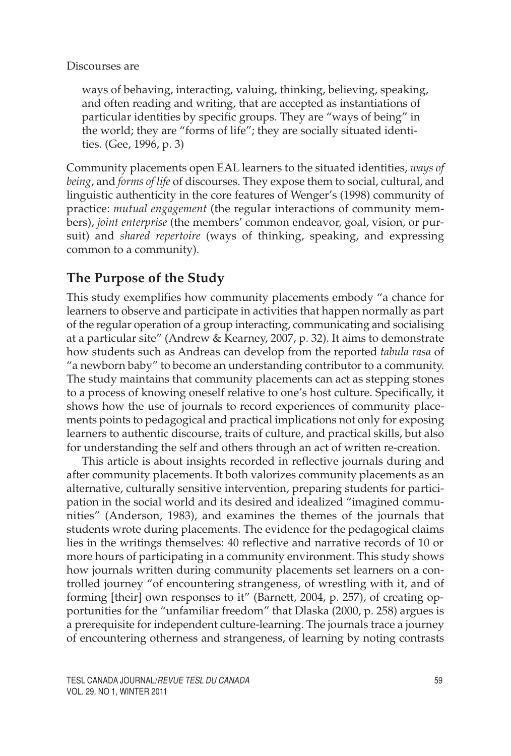Discourses are

> ways of behaving, interacting, valuing, thinking, believing, speaking, and often reading and writing, that are accepted as instantiations of particular identities by specific groups. They are "ways of being" in the world; they are "forms of life"; they are socially situated identities. (Gee, 1996, p. 3)

Community placements open EAL learners to the situated identities, *ways of being*, and *forms of life* of discourses. They expose them to social, cultural, and linguistic authenticity in the core features of Wenger's (1998) community of practice: *mutual engagement* (the regular interactions of community members), *joint enterprise* (the members' common endeavor, goal, vision, or pursuit) and *shared repertoire* (ways of thinking, speaking, and expressing common to a community).

## The Purpose of the Study

This study exemplifies how community placements embody "a chance for learners to observe and participate in activities that happen normally as part of the regular operation of a group interacting, communicating and socialising at a particular site" (Andrew & Kearney, 2007, p. 32). It aims to demonstrate how students such as Andreas can develop from the reported *tabula rasa* of "a newborn baby" to become an understanding contributor to a community. The study maintains that community placements can act as stepping stones to a process of knowing oneself relative to one's host culture. Specifically, it shows how the use of journals to record experiences of community placements points to pedagogical and practical implications not only for exposing learners to authentic discourse, traits of culture, and practical skills, but also for understanding the self and others through an act of written re-creation.

This article is about insights recorded in reflective journals during and after community placements. It both valorizes community placements as an alternative, culturally sensitive intervention, preparing students for participation in the social world and its desired and idealized "imagined communities" (Anderson, 1983), and examines the themes of the journals that students wrote during placements. The evidence for the pedagogical claims lies in the writings themselves: 40 reflective and narrative records of 10 or more hours of participating in a community environment. This study shows how journals written during community placements set learners on a controlled journey "of encountering strangeness, of wrestling with it, and of forming [their] own responses to it" (Barnett, 2004, p. 257), of creating opportunities for the "unfamiliar freedom" that Dlaska (2000, p. 258) argues is a prerequisite for independent culture-learning. The journals trace a journey of encountering otherness and strangeness, of learning by noting contrasts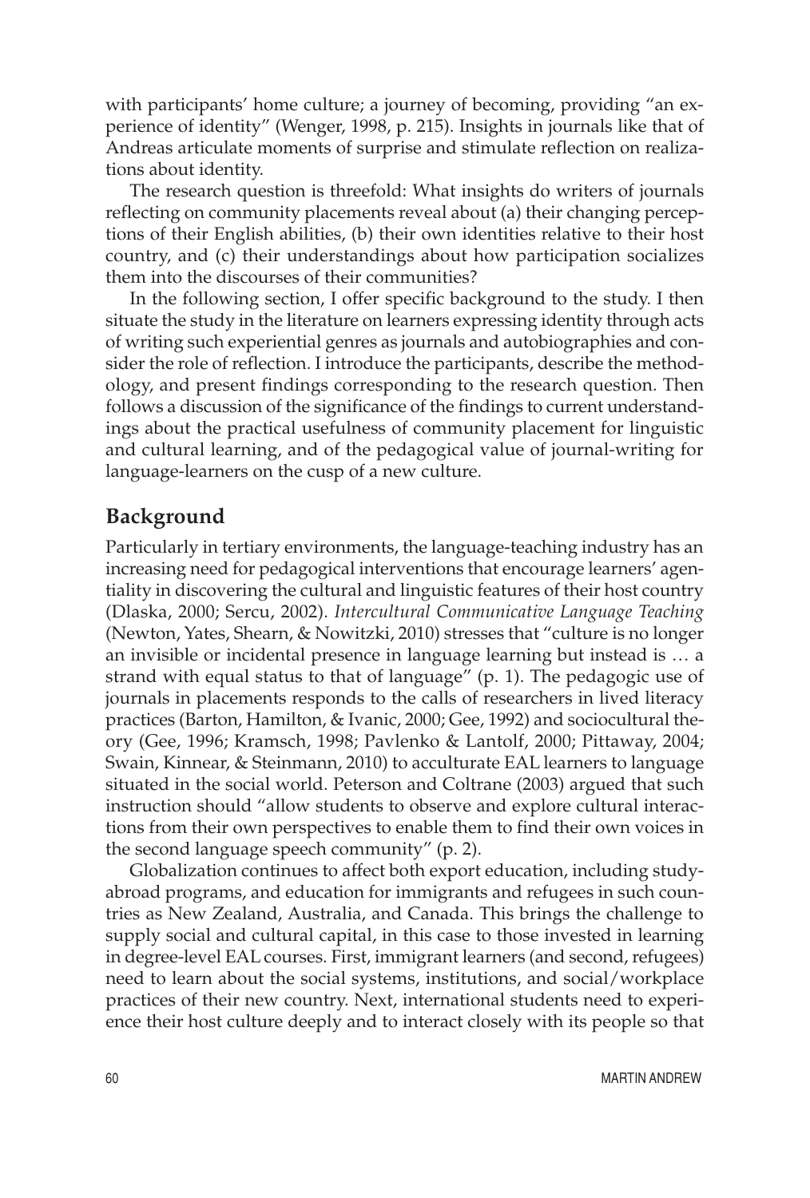with participants' home culture; a journey of becoming, providing "an experience of identity" (Wenger, 1998, p. 215). Insights in journals like that of Andreas articulate moments of surprise and stimulate reflection on realizations about identity.

The research question is threefold: What insights do writers of journals reflecting on community placements reveal about (a) their changing perceptions of their English abilities, (b) their own identities relative to their host country, and (c) their understandings about how participation socializes them into the discourses of their communities?

In the following section, I offer specific background to the study. I then situate the study in the literature on learners expressing identity through acts of writing such experiential genres as journals and autobiographies and consider the role of reflection. I introduce the participants, describe the methodology, and present findings corresponding to the research question. Then follows a discussion of the significance of the findings to current understandings about the practical usefulness of community placement for linguistic and cultural learning, and of the pedagogical value of journal-writing for language-learners on the cusp of a new culture.

## Background

Particularly in tertiary environments, the language-teaching industry has an increasing need for pedagogical interventions that encourage learners' agentiality in discovering the cultural and linguistic features of their host country (Dlaska, 2000; Sercu, 2002). *Intercultural Communicative Language Teaching* (Newton, Yates, Shearn, & Nowitzki, 2010) stresses that "culture is no longer an invisible or incidental presence in language learning but instead is … a strand with equal status to that of language" (p. 1). The pedagogic use of journals in placements responds to the calls of researchers in lived literacy practices (Barton, Hamilton, & Ivanic, 2000; Gee, 1992) and sociocultural theory (Gee, 1996; Kramsch, 1998; Pavlenko & Lantolf, 2000; Pittaway, 2004; Swain, Kinnear, & Steinmann, 2010) to acculturate EAL learners to language situated in the social world. Peterson and Coltrane (2003) argued that such instruction should "allow students to observe and explore cultural interactions from their own perspectives to enable them to find their own voices in the second language speech community" (p. 2).

Globalization continues to affect both export education, including study-abroad programs, and education for immigrants and refugees in such countries as New Zealand, Australia, and Canada. This brings the challenge to supply social and cultural capital, in this case to those invested in learning in degree-level EAL courses. First, immigrant learners (and second, refugees) need to learn about the social systems, institutions, and social/workplace practices of their new country. Next, international students need to experience their host culture deeply and to interact closely with its people so that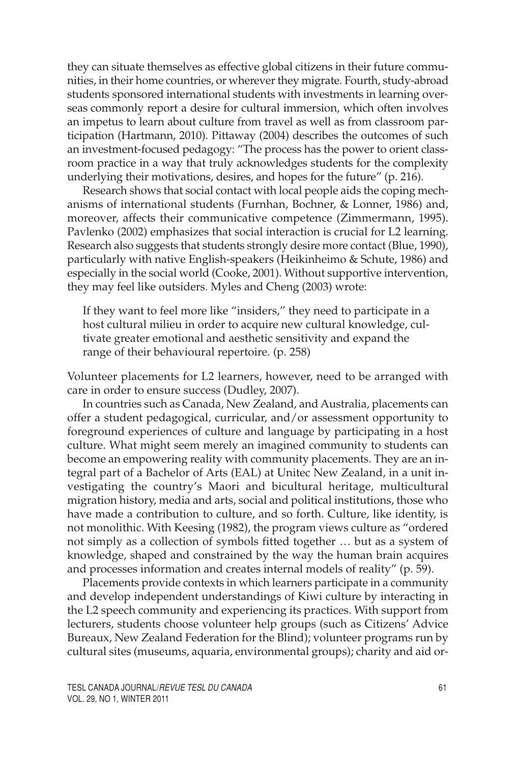they can situate themselves as effective global citizens in their future communities, in their home countries, or wherever they migrate. Fourth, study-abroad students sponsored international students with investments in learning overseas commonly report a desire for cultural immersion, which often involves an impetus to learn about culture from travel as well as from classroom participation (Hartmann, 2010). Pittaway (2004) describes the outcomes of such an investment-focused pedagogy: "The process has the power to orient classroom practice in a way that truly acknowledges students for the complexity underlying their motivations, desires, and hopes for the future" (p. 216).

Research shows that social contact with local people aids the coping mechanisms of international students (Furnhan, Bochner, & Lonner, 1986) and, moreover, affects their communicative competence (Zimmermann, 1995). Pavlenko (2002) emphasizes that social interaction is crucial for L2 learning. Research also suggests that students strongly desire more contact (Blue, 1990), particularly with native English-speakers (Heikinheimo & Schute, 1986) and especially in the social world (Cooke, 2001). Without supportive intervention, they may feel like outsiders. Myles and Cheng (2003) wrote:

> If they want to feel more like "insiders," they need to participate in a host cultural milieu in order to acquire new cultural knowledge, cultivate greater emotional and aesthetic sensitivity and expand the range of their behavioural repertoire. (p. 258)

Volunteer placements for L2 learners, however, need to be arranged with care in order to ensure success (Dudley, 2007).

In countries such as Canada, New Zealand, and Australia, placements can offer a student pedagogical, curricular, and/or assessment opportunity to foreground experiences of culture and language by participating in a host culture. What might seem merely an imagined community to students can become an empowering reality with community placements. They are an integral part of a Bachelor of Arts (EAL) at Unitec New Zealand, in a unit investigating the country's Maori and bicultural heritage, multicultural migration history, media and arts, social and political institutions, those who have made a contribution to culture, and so forth. Culture, like identity, is not monolithic. With Keesing (1982), the program views culture as "ordered not simply as a collection of symbols fitted together … but as a system of knowledge, shaped and constrained by the way the human brain acquires and processes information and creates internal models of reality" (p. 59).

Placements provide contexts in which learners participate in a community and develop independent understandings of Kiwi culture by interacting in the L2 speech community and experiencing its practices. With support from lecturers, students choose volunteer help groups (such as Citizens' Advice Bureaux, New Zealand Federation for the Blind); volunteer programs run by cultural sites (museums, aquaria, environmental groups); charity and aid or-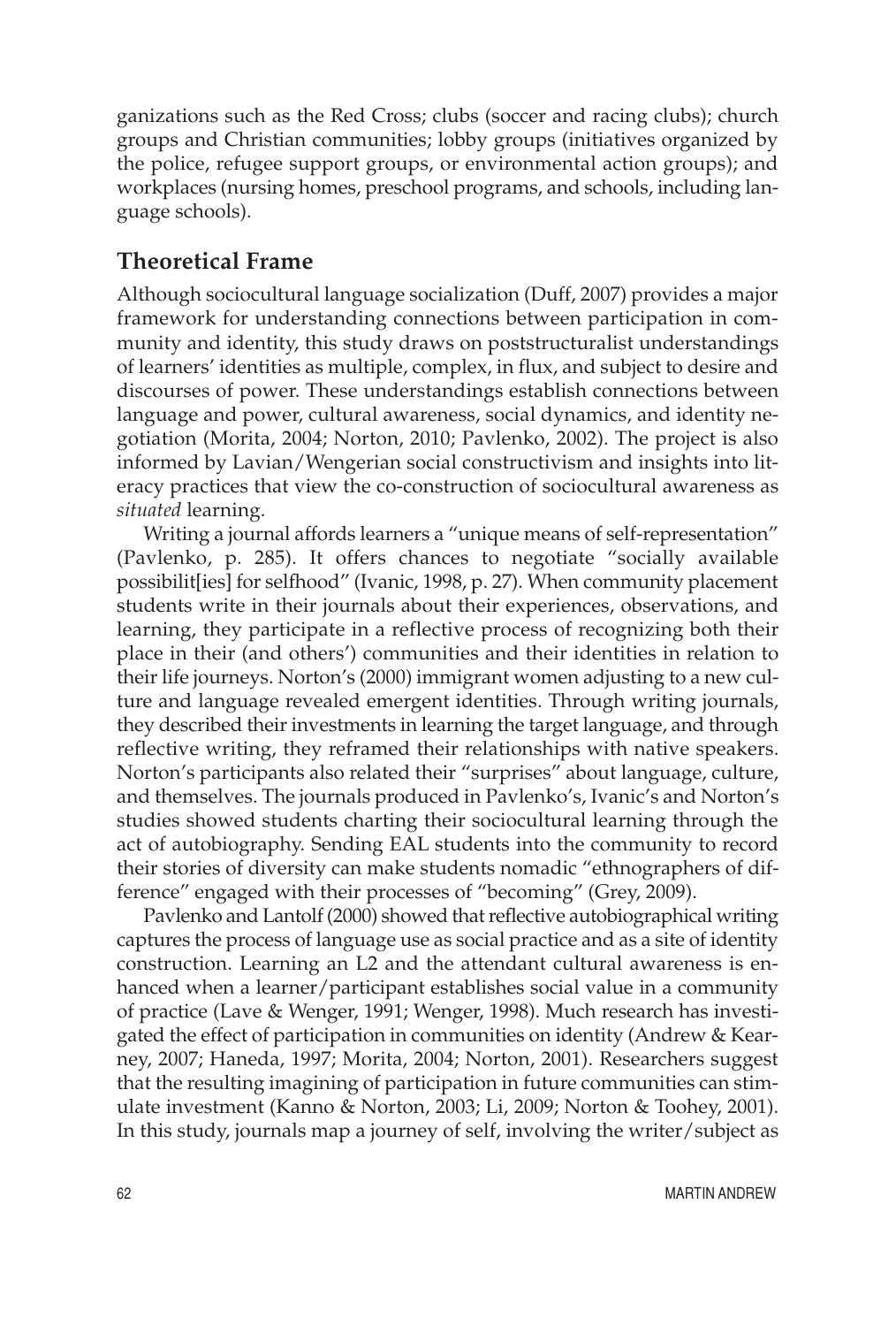ganizations such as the Red Cross; clubs (soccer and racing clubs); church groups and Christian communities; lobby groups (initiatives organized by the police, refugee support groups, or environmental action groups); and workplaces (nursing homes, preschool programs, and schools, including language schools).

## Theoretical Frame

Although sociocultural language socialization (Duff, 2007) provides a major framework for understanding connections between participation in community and identity, this study draws on poststructuralist understandings of learners' identities as multiple, complex, in flux, and subject to desire and discourses of power. These understandings establish connections between language and power, cultural awareness, social dynamics, and identity negotiation (Morita, 2004; Norton, 2010; Pavlenko, 2002). The project is also informed by Lavian/Wengerian social constructivism and insights into literacy practices that view the co-construction of sociocultural awareness as *situated* learning.

Writing a journal affords learners a "unique means of self-representation" (Pavlenko, p. 285). It offers chances to negotiate "socially available possibilit[ies] for selfhood" (Ivanic, 1998, p. 27). When community placement students write in their journals about their experiences, observations, and learning, they participate in a reflective process of recognizing both their place in their (and others') communities and their identities in relation to their life journeys. Norton's (2000) immigrant women adjusting to a new culture and language revealed emergent identities. Through writing journals, they described their investments in learning the target language, and through reflective writing, they reframed their relationships with native speakers. Norton's participants also related their "surprises" about language, culture, and themselves. The journals produced in Pavlenko's, Ivanic's and Norton's studies showed students charting their sociocultural learning through the act of autobiography. Sending EAL students into the community to record their stories of diversity can make students nomadic "ethnographers of difference" engaged with their processes of "becoming" (Grey, 2009).

Pavlenko and Lantolf (2000) showed that reflective autobiographical writing captures the process of language use as social practice and as a site of identity construction. Learning an L2 and the attendant cultural awareness is enhanced when a learner/participant establishes social value in a community of practice (Lave & Wenger, 1991; Wenger, 1998). Much research has investigated the effect of participation in communities on identity (Andrew & Kearney, 2007; Haneda, 1997; Morita, 2004; Norton, 2001). Researchers suggest that the resulting imagining of participation in future communities can stimulate investment (Kanno & Norton, 2003; Li, 2009; Norton & Toohey, 2001). In this study, journals map a journey of self, involving the writer/subject as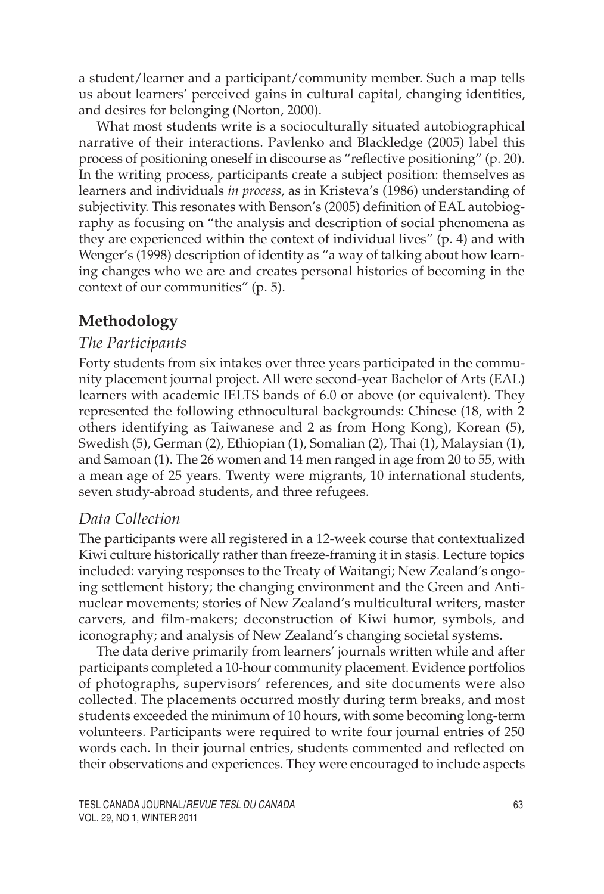a student/learner and a participant/community member. Such a map tells us about learners' perceived gains in cultural capital, changing identities, and desires for belonging (Norton, 2000).

What most students write is a socioculturally situated autobiographical narrative of their interactions. Pavlenko and Blackledge (2005) label this process of positioning oneself in discourse as "reflective positioning" (p. 20). In the writing process, participants create a subject position: themselves as learners and individuals *in process*, as in Kristeva's (1986) understanding of subjectivity. This resonates with Benson's (2005) definition of EAL autobiography as focusing on "the analysis and description of social phenomena as they are experienced within the context of individual lives" (p. 4) and with Wenger's (1998) description of identity as "a way of talking about how learning changes who we are and creates personal histories of becoming in the context of our communities" (p. 5).

## Methodology

### *The Participants*

Forty students from six intakes over three years participated in the community placement journal project. All were second-year Bachelor of Arts (EAL) learners with academic IELTS bands of 6.0 or above (or equivalent). They represented the following ethnocultural backgrounds: Chinese (18, with 2 others identifying as Taiwanese and 2 as from Hong Kong), Korean (5), Swedish (5), German (2), Ethiopian (1), Somalian (2), Thai (1), Malaysian (1), and Samoan (1). The 26 women and 14 men ranged in age from 20 to 55, with a mean age of 25 years. Twenty were migrants, 10 international students, seven study-abroad students, and three refugees.

### *Data Collection*

The participants were all registered in a 12-week course that contextualized Kiwi culture historically rather than freeze-framing it in stasis. Lecture topics included: varying responses to the Treaty of Waitangi; New Zealand's ongoing settlement history; the changing environment and the Green and Antinuclear movements; stories of New Zealand's multicultural writers, master carvers, and film-makers; deconstruction of Kiwi humor, symbols, and iconography; and analysis of New Zealand's changing societal systems.

The data derive primarily from learners' journals written while and after participants completed a 10-hour community placement. Evidence portfolios of photographs, supervisors' references, and site documents were also collected. The placements occurred mostly during term breaks, and most students exceeded the minimum of 10 hours, with some becoming long-term volunteers. Participants were required to write four journal entries of 250 words each. In their journal entries, students commented and reflected on their observations and experiences. They were encouraged to include aspects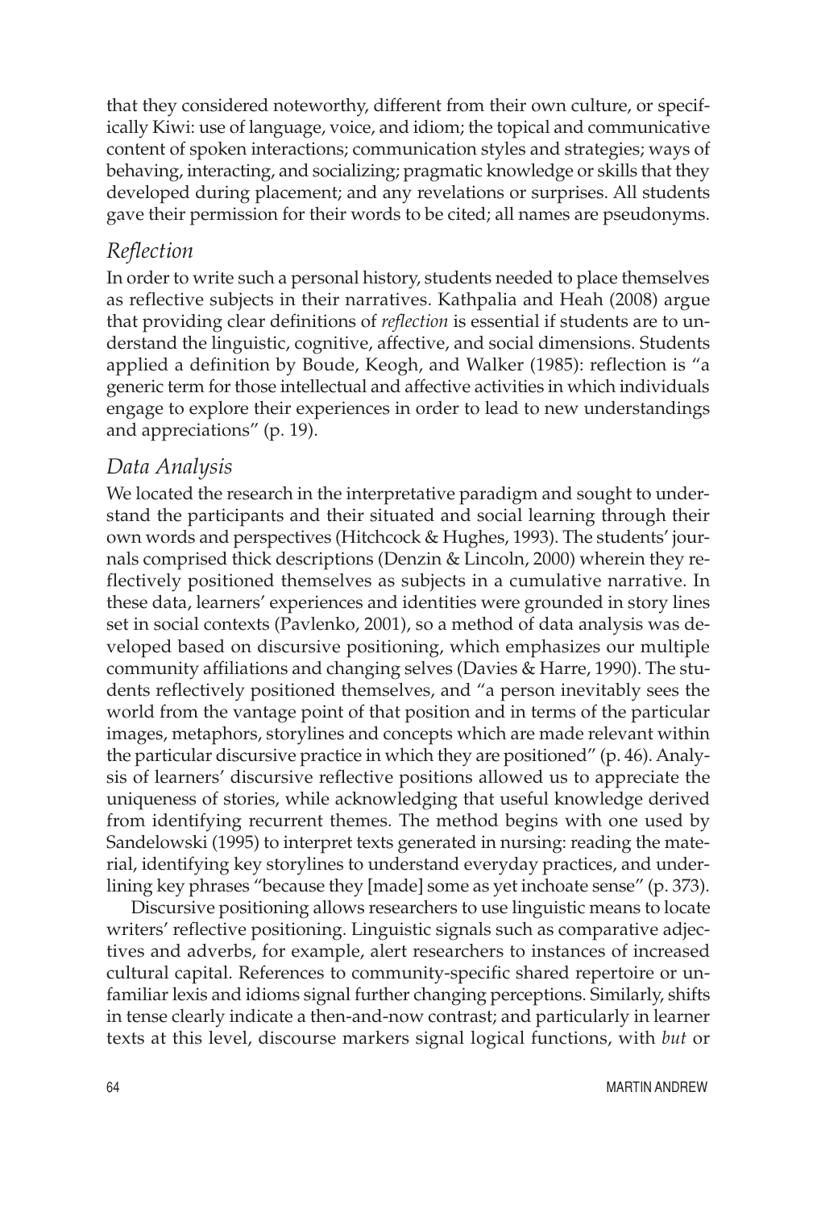that they considered noteworthy, different from their own culture, or specifically Kiwi: use of language, voice, and idiom; the topical and communicative content of spoken interactions; communication styles and strategies; ways of behaving, interacting, and socializing; pragmatic knowledge or skills that they developed during placement; and any revelations or surprises. All students gave their permission for their words to be cited; all names are pseudonyms.

### *Reflection*

In order to write such a personal history, students needed to place themselves as reflective subjects in their narratives. Kathpalia and Heah (2008) argue that providing clear definitions of *reflection* is essential if students are to understand the linguistic, cognitive, affective, and social dimensions. Students applied a definition by Boude, Keogh, and Walker (1985): reflection is "a generic term for those intellectual and affective activities in which individuals engage to explore their experiences in order to lead to new understandings and appreciations" (p. 19).

### *Data Analysis*

We located the research in the interpretative paradigm and sought to understand the participants and their situated and social learning through their own words and perspectives (Hitchcock & Hughes, 1993). The students' journals comprised thick descriptions (Denzin & Lincoln, 2000) wherein they reflectively positioned themselves as subjects in a cumulative narrative. In these data, learners' experiences and identities were grounded in story lines set in social contexts (Pavlenko, 2001), so a method of data analysis was developed based on discursive positioning, which emphasizes our multiple community affiliations and changing selves (Davies & Harre, 1990). The students reflectively positioned themselves, and "a person inevitably sees the world from the vantage point of that position and in terms of the particular images, metaphors, storylines and concepts which are made relevant within the particular discursive practice in which they are positioned" (p. 46). Analysis of learners' discursive reflective positions allowed us to appreciate the uniqueness of stories, while acknowledging that useful knowledge derived from identifying recurrent themes. The method begins with one used by Sandelowski (1995) to interpret texts generated in nursing: reading the material, identifying key storylines to understand everyday practices, and underlining key phrases "because they [made] some as yet inchoate sense" (p. 373).

Discursive positioning allows researchers to use linguistic means to locate writers' reflective positioning. Linguistic signals such as comparative adjectives and adverbs, for example, alert researchers to instances of increased cultural capital. References to community-specific shared repertoire or unfamiliar lexis and idioms signal further changing perceptions. Similarly, shifts in tense clearly indicate a then-and-now contrast; and particularly in learner texts at this level, discourse markers signal logical functions, with *but* or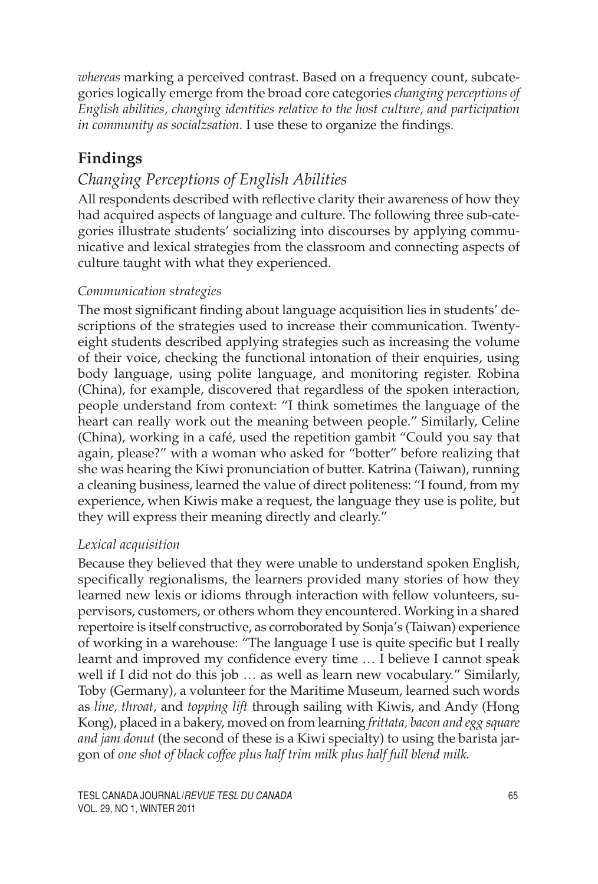*whereas* marking a perceived contrast. Based on a frequency count, subcategories logically emerge from the broad core categories *changing perceptions of English abilities, changing identities relative to the host culture, and participation in community as socialzsation.* I use these to organize the findings.

## Findings

### *Changing Perceptions of English Abilities*

All respondents described with reflective clarity their awareness of how they had acquired aspects of language and culture. The following three sub-categories illustrate students' socializing into discourses by applying communicative and lexical strategies from the classroom and connecting aspects of culture taught with what they experienced.

#### *Communication strategies*

The most significant finding about language acquisition lies in students' descriptions of the strategies used to increase their communication. Twenty-eight students described applying strategies such as increasing the volume of their voice, checking the functional intonation of their enquiries, using body language, using polite language, and monitoring register. Robina (China), for example, discovered that regardless of the spoken interaction, people understand from context: "I think sometimes the language of the heart can really work out the meaning between people." Similarly, Celine (China), working in a café, used the repetition gambit "Could you say that again, please?" with a woman who asked for "botter" before realizing that she was hearing the Kiwi pronunciation of butter. Katrina (Taiwan), running a cleaning business, learned the value of direct politeness: "I found, from my experience, when Kiwis make a request, the language they use is polite, but they will express their meaning directly and clearly."

#### *Lexical acquisition*

Because they believed that they were unable to understand spoken English, specifically regionalisms, the learners provided many stories of how they learned new lexis or idioms through interaction with fellow volunteers, supervisors, customers, or others whom they encountered. Working in a shared repertoire is itself constructive, as corroborated by Sonja's (Taiwan) experience of working in a warehouse: "The language I use is quite specific but I really learnt and improved my confidence every time … I believe I cannot speak well if I did not do this job … as well as learn new vocabulary." Similarly, Toby (Germany), a volunteer for the Maritime Museum, learned such words as *line, throat*, and *topping lift* through sailing with Kiwis, and Andy (Hong Kong), placed in a bakery, moved on from learning *frittata, bacon and egg square and jam donut* (the second of these is a Kiwi specialty) to using the barista jargon of *one shot of black coffee plus half trim milk plus half full blend milk.*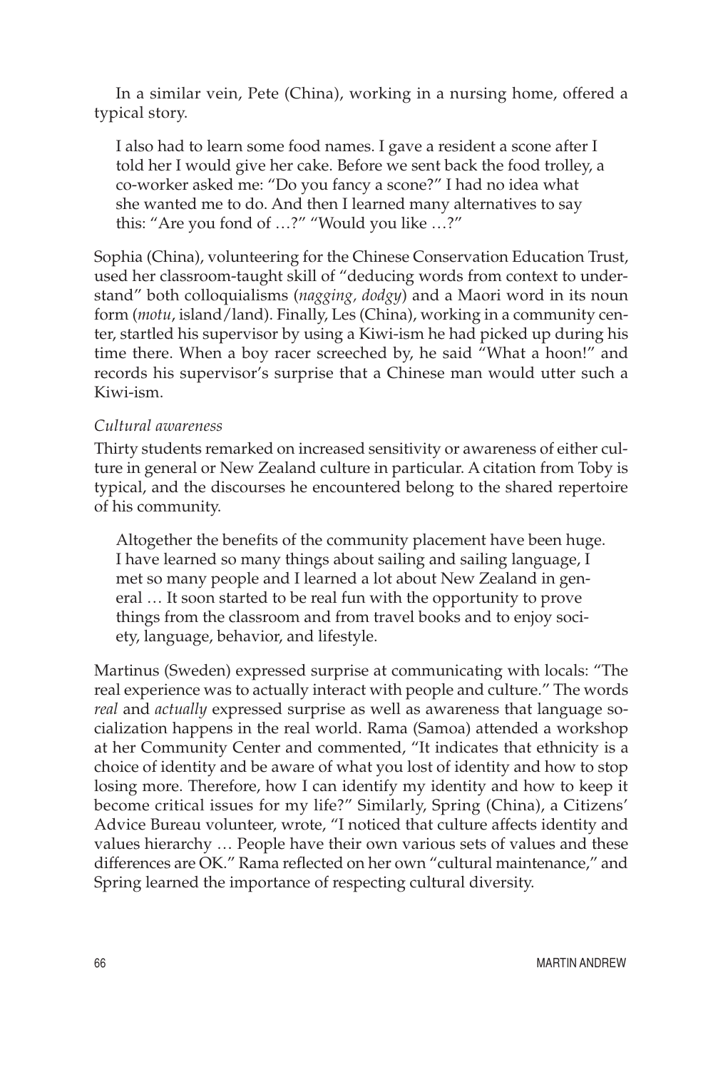In a similar vein, Pete (China), working in a nursing home, offered a typical story.

> I also had to learn some food names. I gave a resident a scone after I told her I would give her cake. Before we sent back the food trolley, a co-worker asked me: "Do you fancy a scone?" I had no idea what she wanted me to do. And then I learned many alternatives to say this: "Are you fond of …?" "Would you like …?"

Sophia (China), volunteering for the Chinese Conservation Education Trust, used her classroom-taught skill of "deducing words from context to understand" both colloquialisms (*nagging, dodgy*) and a Maori word in its noun form (*motu*, island/land). Finally, Les (China), working in a community center, startled his supervisor by using a Kiwi-ism he had picked up during his time there. When a boy racer screeched by, he said "What a hoon!" and records his supervisor's surprise that a Chinese man would utter such a Kiwi-ism.

*Cultural awareness*

Thirty students remarked on increased sensitivity or awareness of either culture in general or New Zealand culture in particular. A citation from Toby is typical, and the discourses he encountered belong to the shared repertoire of his community.

> Altogether the benefits of the community placement have been huge. I have learned so many things about sailing and sailing language, I met so many people and I learned a lot about New Zealand in general … It soon started to be real fun with the opportunity to prove things from the classroom and from travel books and to enjoy society, language, behavior, and lifestyle.

Martinus (Sweden) expressed surprise at communicating with locals: "The real experience was to actually interact with people and culture." The words *real* and *actually* expressed surprise as well as awareness that language socialization happens in the real world. Rama (Samoa) attended a workshop at her Community Center and commented, "It indicates that ethnicity is a choice of identity and be aware of what you lost of identity and how to stop losing more. Therefore, how I can identify my identity and how to keep it become critical issues for my life?" Similarly, Spring (China), a Citizens' Advice Bureau volunteer, wrote, "I noticed that culture affects identity and values hierarchy … People have their own various sets of values and these differences are OK." Rama reflected on her own "cultural maintenance," and Spring learned the importance of respecting cultural diversity.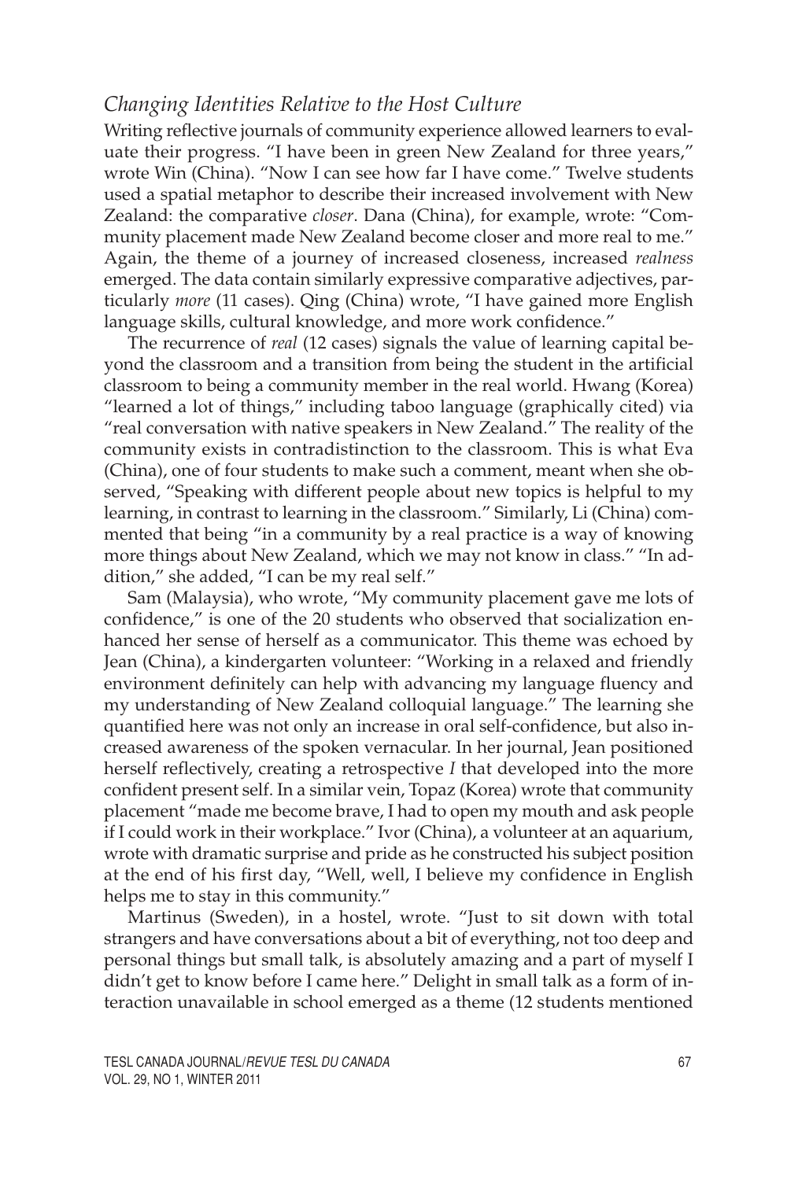### *Changing Identities Relative to the Host Culture*

Writing reflective journals of community experience allowed learners to evaluate their progress. "I have been in green New Zealand for three years," wrote Win (China). "Now I can see how far I have come." Twelve students used a spatial metaphor to describe their increased involvement with New Zealand: the comparative *closer*. Dana (China), for example, wrote: "Community placement made New Zealand become closer and more real to me." Again, the theme of a journey of increased closeness, increased *realness* emerged. The data contain similarly expressive comparative adjectives, particularly *more* (11 cases). Qing (China) wrote, "I have gained more English language skills, cultural knowledge, and more work confidence."

The recurrence of *real* (12 cases) signals the value of learning capital beyond the classroom and a transition from being the student in the artificial classroom to being a community member in the real world. Hwang (Korea) "learned a lot of things," including taboo language (graphically cited) via "real conversation with native speakers in New Zealand." The reality of the community exists in contradistinction to the classroom. This is what Eva (China), one of four students to make such a comment, meant when she observed, "Speaking with different people about new topics is helpful to my learning, in contrast to learning in the classroom." Similarly, Li (China) commented that being "in a community by a real practice is a way of knowing more things about New Zealand, which we may not know in class." "In addition," she added, "I can be my real self."

Sam (Malaysia), who wrote, "My community placement gave me lots of confidence," is one of the 20 students who observed that socialization enhanced her sense of herself as a communicator. This theme was echoed by Jean (China), a kindergarten volunteer: "Working in a relaxed and friendly environment definitely can help with advancing my language fluency and my understanding of New Zealand colloquial language." The learning she quantified here was not only an increase in oral self-confidence, but also increased awareness of the spoken vernacular. In her journal, Jean positioned herself reflectively, creating a retrospective *I* that developed into the more confident present self. In a similar vein, Topaz (Korea) wrote that community placement "made me become brave, I had to open my mouth and ask people if I could work in their workplace." Ivor (China), a volunteer at an aquarium, wrote with dramatic surprise and pride as he constructed his subject position at the end of his first day, "Well, well, I believe my confidence in English helps me to stay in this community."

Martinus (Sweden), in a hostel, wrote. "Just to sit down with total strangers and have conversations about a bit of everything, not too deep and personal things but small talk, is absolutely amazing and a part of myself I didn't get to know before I came here." Delight in small talk as a form of interaction unavailable in school emerged as a theme (12 students mentioned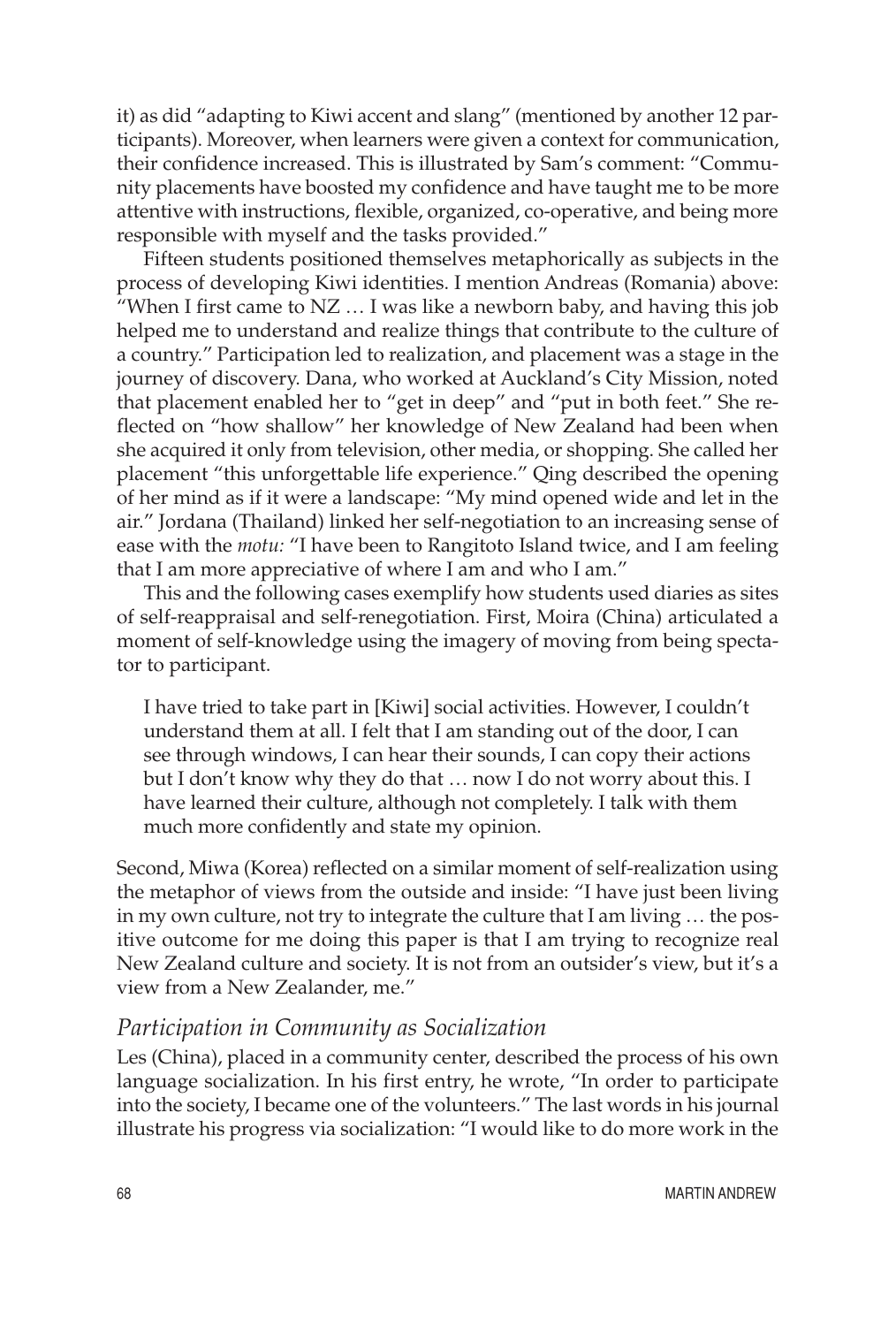it) as did "adapting to Kiwi accent and slang" (mentioned by another 12 participants). Moreover, when learners were given a context for communication, their confidence increased. This is illustrated by Sam's comment: "Community placements have boosted my confidence and have taught me to be more attentive with instructions, flexible, organized, co-operative, and being more responsible with myself and the tasks provided."

Fifteen students positioned themselves metaphorically as subjects in the process of developing Kiwi identities. I mention Andreas (Romania) above: "When I first came to NZ … I was like a newborn baby, and having this job helped me to understand and realize things that contribute to the culture of a country." Participation led to realization, and placement was a stage in the journey of discovery. Dana, who worked at Auckland's City Mission, noted that placement enabled her to "get in deep" and "put in both feet." She reflected on "how shallow" her knowledge of New Zealand had been when she acquired it only from television, other media, or shopping. She called her placement "this unforgettable life experience." Qing described the opening of her mind as if it were a landscape: "My mind opened wide and let in the air." Jordana (Thailand) linked her self-negotiation to an increasing sense of ease with the *motu:* "I have been to Rangitoto Island twice, and I am feeling that I am more appreciative of where I am and who I am."

This and the following cases exemplify how students used diaries as sites of self-reappraisal and self-renegotiation. First, Moira (China) articulated a moment of self-knowledge using the imagery of moving from being spectator to participant.

> I have tried to take part in [Kiwi] social activities. However, I couldn't understand them at all. I felt that I am standing out of the door, I can see through windows, I can hear their sounds, I can copy their actions but I don't know why they do that … now I do not worry about this. I have learned their culture, although not completely. I talk with them much more confidently and state my opinion.

Second, Miwa (Korea) reflected on a similar moment of self-realization using the metaphor of views from the outside and inside: "I have just been living in my own culture, not try to integrate the culture that I am living … the positive outcome for me doing this paper is that I am trying to recognize real New Zealand culture and society. It is not from an outsider's view, but it's a view from a New Zealander, me."

### *Participation in Community as Socialization*

Les (China), placed in a community center, described the process of his own language socialization. In his first entry, he wrote, "In order to participate into the society, I became one of the volunteers." The last words in his journal illustrate his progress via socialization: "I would like to do more work in the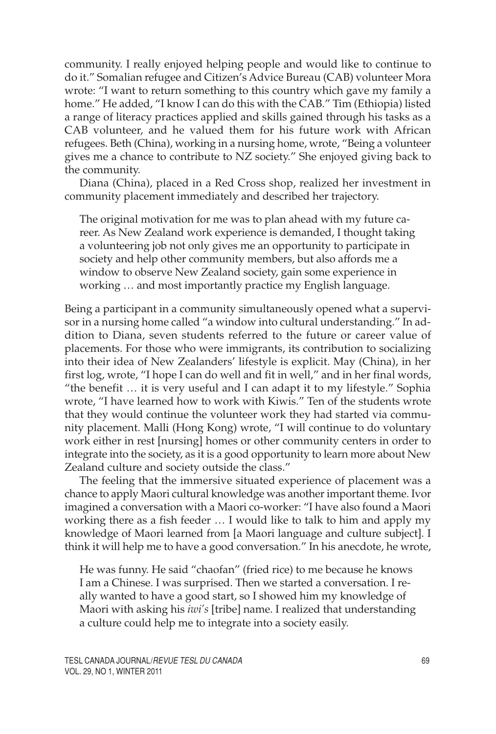community. I really enjoyed helping people and would like to continue to do it." Somalian refugee and Citizen's Advice Bureau (CAB) volunteer Mora wrote: "I want to return something to this country which gave my family a home." He added, "I know I can do this with the CAB." Tim (Ethiopia) listed a range of literacy practices applied and skills gained through his tasks as a CAB volunteer, and he valued them for his future work with African refugees. Beth (China), working in a nursing home, wrote, "Being a volunteer gives me a chance to contribute to NZ society." She enjoyed giving back to the community.

Diana (China), placed in a Red Cross shop, realized her investment in community placement immediately and described her trajectory.

> The original motivation for me was to plan ahead with my future career. As New Zealand work experience is demanded, I thought taking a volunteering job not only gives me an opportunity to participate in society and help other community members, but also affords me a window to observe New Zealand society, gain some experience in working … and most importantly practice my English language.

Being a participant in a community simultaneously opened what a supervisor in a nursing home called "a window into cultural understanding." In addition to Diana, seven students referred to the future or career value of placements. For those who were immigrants, its contribution to socializing into their idea of New Zealanders' lifestyle is explicit. May (China), in her first log, wrote, "I hope I can do well and fit in well," and in her final words, "the benefit … it is very useful and I can adapt it to my lifestyle." Sophia wrote, "I have learned how to work with Kiwis." Ten of the students wrote that they would continue the volunteer work they had started via community placement. Malli (Hong Kong) wrote, "I will continue to do voluntary work either in rest [nursing] homes or other community centers in order to integrate into the society, as it is a good opportunity to learn more about New Zealand culture and society outside the class."

The feeling that the immersive situated experience of placement was a chance to apply Maori cultural knowledge was another important theme. Ivor imagined a conversation with a Maori co-worker: "I have also found a Maori working there as a fish feeder … I would like to talk to him and apply my knowledge of Maori learned from [a Maori language and culture subject]. I think it will help me to have a good conversation." In his anecdote, he wrote,

> He was funny. He said "chaofan" (fried rice) to me because he knows I am a Chinese. I was surprised. Then we started a conversation. I really wanted to have a good start, so I showed him my knowledge of Maori with asking his *iwi's* [tribe] name. I realized that understanding a culture could help me to integrate into a society easily.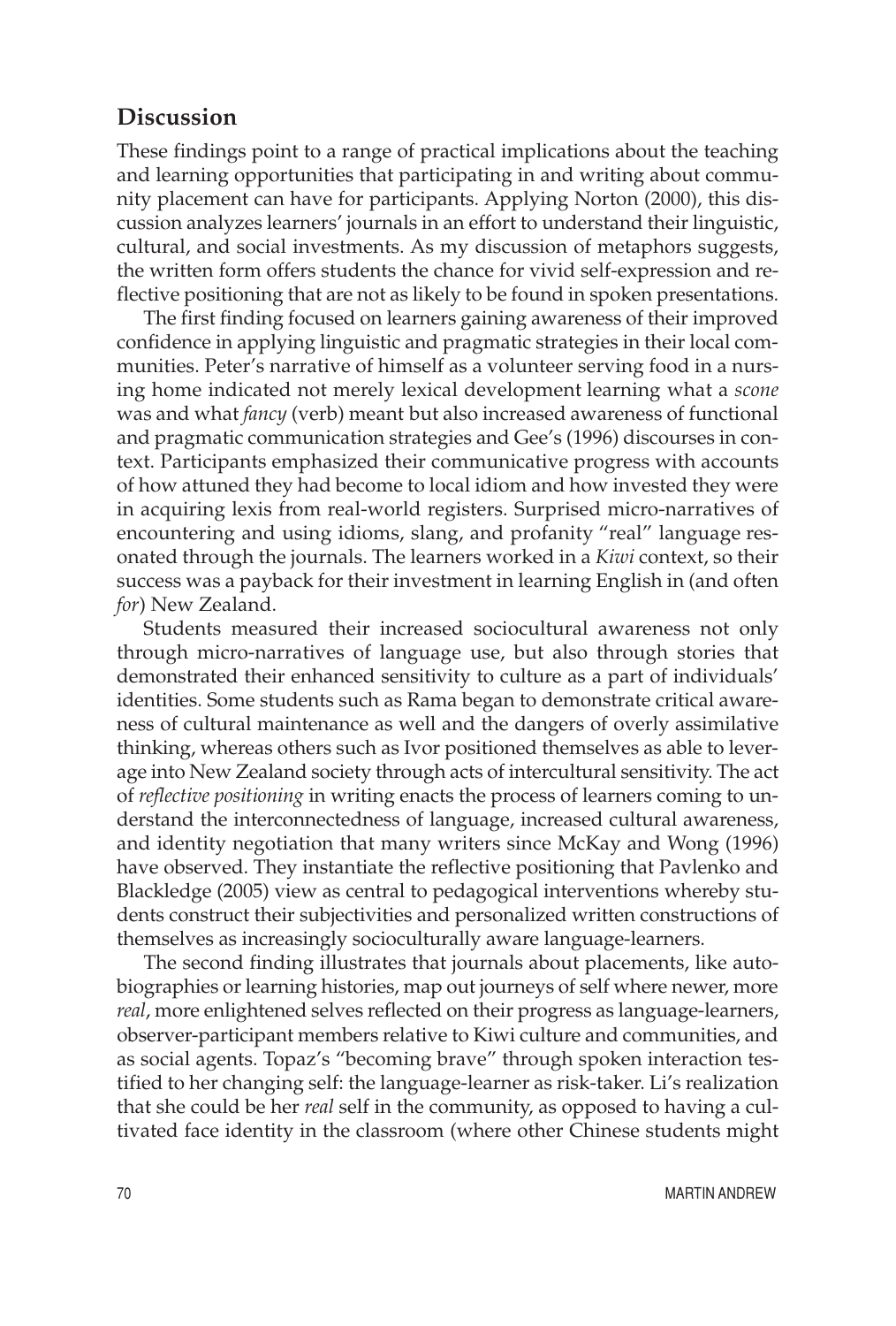## Discussion

These findings point to a range of practical implications about the teaching and learning opportunities that participating in and writing about community placement can have for participants. Applying Norton (2000), this discussion analyzes learners' journals in an effort to understand their linguistic, cultural, and social investments. As my discussion of metaphors suggests, the written form offers students the chance for vivid self-expression and reflective positioning that are not as likely to be found in spoken presentations.

The first finding focused on learners gaining awareness of their improved confidence in applying linguistic and pragmatic strategies in their local communities. Peter's narrative of himself as a volunteer serving food in a nursing home indicated not merely lexical development learning what a *scone* was and what *fancy* (verb) meant but also increased awareness of functional and pragmatic communication strategies and Gee's (1996) discourses in context. Participants emphasized their communicative progress with accounts of how attuned they had become to local idiom and how invested they were in acquiring lexis from real-world registers. Surprised micro-narratives of encountering and using idioms, slang, and profanity "real" language resonated through the journals. The learners worked in a *Kiwi* context, so their success was a payback for their investment in learning English in (and often *for*) New Zealand.

Students measured their increased sociocultural awareness not only through micro-narratives of language use, but also through stories that demonstrated their enhanced sensitivity to culture as a part of individuals' identities. Some students such as Rama began to demonstrate critical awareness of cultural maintenance as well and the dangers of overly assimilative thinking, whereas others such as Ivor positioned themselves as able to leverage into New Zealand society through acts of intercultural sensitivity. The act of *reflective positioning* in writing enacts the process of learners coming to understand the interconnectedness of language, increased cultural awareness, and identity negotiation that many writers since McKay and Wong (1996) have observed. They instantiate the reflective positioning that Pavlenko and Blackledge (2005) view as central to pedagogical interventions whereby students construct their subjectivities and personalized written constructions of themselves as increasingly socioculturally aware language-learners.

The second finding illustrates that journals about placements, like autobiographies or learning histories, map out journeys of self where newer, more *real*, more enlightened selves reflected on their progress as language-learners, observer-participant members relative to Kiwi culture and communities, and as social agents. Topaz's "becoming brave" through spoken interaction testified to her changing self: the language-learner as risk-taker. Li's realization that she could be her *real* self in the community, as opposed to having a cultivated face identity in the classroom (where other Chinese students might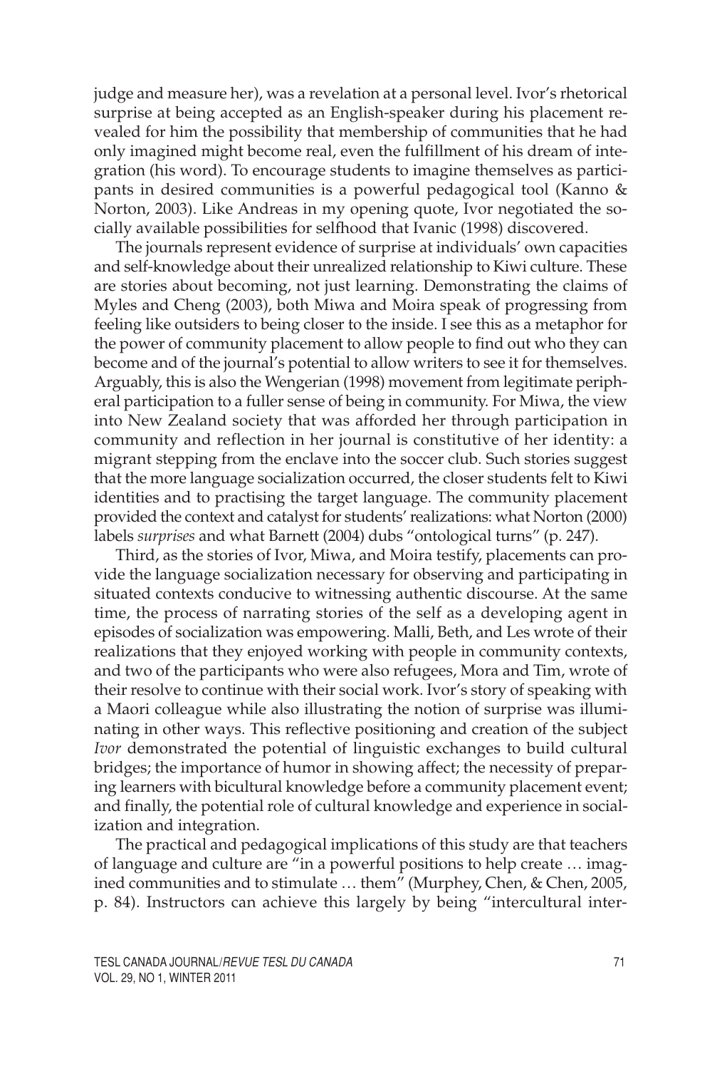judge and measure her), was a revelation at a personal level. Ivor's rhetorical surprise at being accepted as an English-speaker during his placement revealed for him the possibility that membership of communities that he had only imagined might become real, even the fulfillment of his dream of integration (his word). To encourage students to imagine themselves as participants in desired communities is a powerful pedagogical tool (Kanno & Norton, 2003). Like Andreas in my opening quote, Ivor negotiated the socially available possibilities for selfhood that Ivanic (1998) discovered.

The journals represent evidence of surprise at individuals' own capacities and self-knowledge about their unrealized relationship to Kiwi culture. These are stories about becoming, not just learning. Demonstrating the claims of Myles and Cheng (2003), both Miwa and Moira speak of progressing from feeling like outsiders to being closer to the inside. I see this as a metaphor for the power of community placement to allow people to find out who they can become and of the journal's potential to allow writers to see it for themselves. Arguably, this is also the Wengerian (1998) movement from legitimate peripheral participation to a fuller sense of being in community. For Miwa, the view into New Zealand society that was afforded her through participation in community and reflection in her journal is constitutive of her identity: a migrant stepping from the enclave into the soccer club. Such stories suggest that the more language socialization occurred, the closer students felt to Kiwi identities and to practising the target language. The community placement provided the context and catalyst for students' realizations: what Norton (2000) labels *surprises* and what Barnett (2004) dubs "ontological turns" (p. 247).

Third, as the stories of Ivor, Miwa, and Moira testify, placements can provide the language socialization necessary for observing and participating in situated contexts conducive to witnessing authentic discourse. At the same time, the process of narrating stories of the self as a developing agent in episodes of socialization was empowering. Malli, Beth, and Les wrote of their realizations that they enjoyed working with people in community contexts, and two of the participants who were also refugees, Mora and Tim, wrote of their resolve to continue with their social work. Ivor's story of speaking with a Maori colleague while also illustrating the notion of surprise was illuminating in other ways. This reflective positioning and creation of the subject *Ivor* demonstrated the potential of linguistic exchanges to build cultural bridges; the importance of humor in showing affect; the necessity of preparing learners with bicultural knowledge before a community placement event; and finally, the potential role of cultural knowledge and experience in socialization and integration.

The practical and pedagogical implications of this study are that teachers of language and culture are "in a powerful positions to help create … imagined communities and to stimulate … them" (Murphey, Chen, & Chen, 2005, p. 84). Instructors can achieve this largely by being "intercultural inter-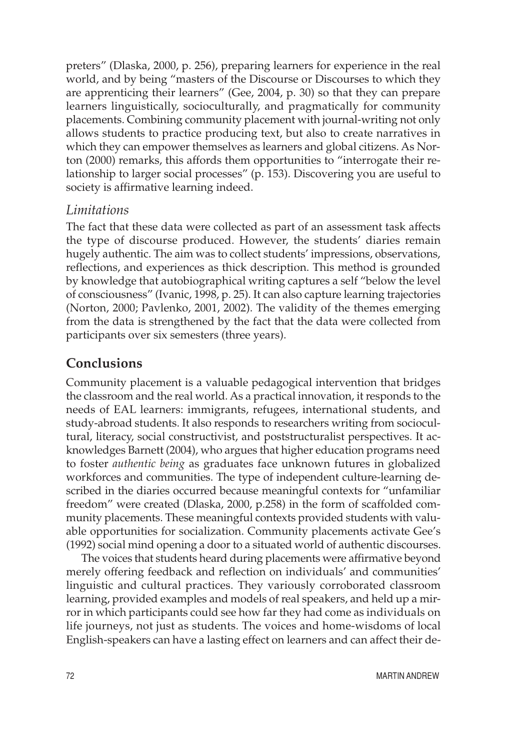preters" (Dlaska, 2000, p. 256), preparing learners for experience in the real world, and by being "masters of the Discourse or Discourses to which they are apprenticing their learners" (Gee, 2004, p. 30) so that they can prepare learners linguistically, socioculturally, and pragmatically for community placements. Combining community placement with journal-writing not only allows students to practice producing text, but also to create narratives in which they can empower themselves as learners and global citizens. As Norton (2000) remarks, this affords them opportunities to "interrogate their relationship to larger social processes" (p. 153). Discovering you are useful to society is affirmative learning indeed.

### *Limitations*

The fact that these data were collected as part of an assessment task affects the type of discourse produced. However, the students' diaries remain hugely authentic. The aim was to collect students' impressions, observations, reflections, and experiences as thick description. This method is grounded by knowledge that autobiographical writing captures a self "below the level of consciousness" (Ivanic, 1998, p. 25). It can also capture learning trajectories (Norton, 2000; Pavlenko, 2001, 2002). The validity of the themes emerging from the data is strengthened by the fact that the data were collected from participants over six semesters (three years).

## **Conclusions**

Community placement is a valuable pedagogical intervention that bridges the classroom and the real world. As a practical innovation, it responds to the needs of EAL learners: immigrants, refugees, international students, and study-abroad students. It also responds to researchers writing from sociocultural, literacy, social constructivist, and poststructuralist perspectives. It acknowledges Barnett (2004), who argues that higher education programs need to foster *authentic being* as graduates face unknown futures in globalized workforces and communities. The type of independent culture-learning described in the diaries occurred because meaningful contexts for "unfamiliar freedom" were created (Dlaska, 2000, p.258) in the form of scaffolded community placements. These meaningful contexts provided students with valuable opportunities for socialization. Community placements activate Gee's (1992) social mind opening a door to a situated world of authentic discourses.

The voices that students heard during placements were affirmative beyond merely offering feedback and reflection on individuals' and communities' linguistic and cultural practices. They variously corroborated classroom learning, provided examples and models of real speakers, and held up a mirror in which participants could see how far they had come as individuals on life journeys, not just as students. The voices and home-wisdoms of local English-speakers can have a lasting effect on learners and can affect their de-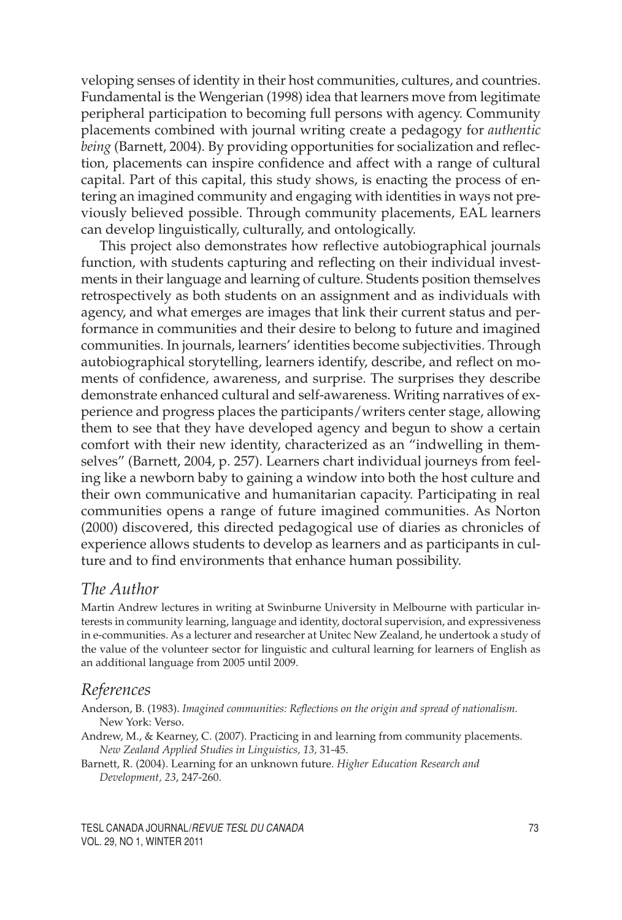veloping senses of identity in their host communities, cultures, and countries. Fundamental is the Wengerian (1998) idea that learners move from legitimate peripheral participation to becoming full persons with agency. Community placements combined with journal writing create a pedagogy for *authentic being* (Barnett, 2004). By providing opportunities for socialization and reflection, placements can inspire confidence and affect with a range of cultural capital. Part of this capital, this study shows, is enacting the process of entering an imagined community and engaging with identities in ways not previously believed possible. Through community placements, EAL learners can develop linguistically, culturally, and ontologically.

This project also demonstrates how reflective autobiographical journals function, with students capturing and reflecting on their individual investments in their language and learning of culture. Students position themselves retrospectively as both students on an assignment and as individuals with agency, and what emerges are images that link their current status and performance in communities and their desire to belong to future and imagined communities. In journals, learners' identities become subjectivities. Through autobiographical storytelling, learners identify, describe, and reflect on moments of confidence, awareness, and surprise. The surprises they describe demonstrate enhanced cultural and self-awareness. Writing narratives of experience and progress places the participants/writers center stage, allowing them to see that they have developed agency and begun to show a certain comfort with their new identity, characterized as an "indwelling in themselves" (Barnett, 2004, p. 257). Learners chart individual journeys from feeling like a newborn baby to gaining a window into both the host culture and their own communicative and humanitarian capacity. Participating in real communities opens a range of future imagined communities. As Norton (2000) discovered, this directed pedagogical use of diaries as chronicles of experience allows students to develop as learners and as participants in culture and to find environments that enhance human possibility.

## *The Author*

Martin Andrew lectures in writing at Swinburne University in Melbourne with particular interests in community learning, language and identity, doctoral supervision, and expressiveness in e-communities. As a lecturer and researcher at Unitec New Zealand, he undertook a study of the value of the volunteer sector for linguistic and cultural learning for learners of English as an additional language from 2005 until 2009.

## *References*

Anderson, B. (1983). *Imagined communities: Reflections on the origin and spread of nationalism.* New York: Verso.

Andrew, M., & Kearney, C. (2007). Practicing in and learning from community placements. *New Zealand Applied Studies in Linguistics, 13,* 31-45.

Barnett, R. (2004). Learning for an unknown future. *Higher Education Research and Development, 23*, 247-260.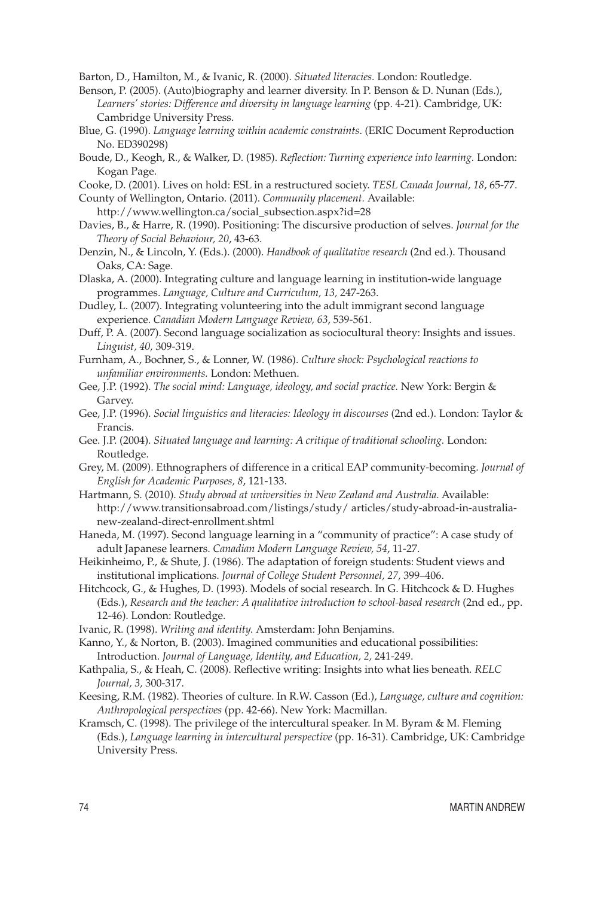Barton, D., Hamilton, M., & Ivanic, R. (2000). *Situated literacies.* London: Routledge.

Benson, P. (2005). (Auto)biography and learner diversity. In P. Benson & D. Nunan (Eds.), *Learners' stories: Difference and diversity in language learning* (pp. 4-21). Cambridge, UK: Cambridge University Press.

Blue, G. (1990). *Language learning within academic constraints.* (ERIC Document Reproduction No. ED390298)

Boude, D., Keogh, R., & Walker, D. (1985). *Reflection: Turning experience into learning.* London: Kogan Page.

Cooke, D. (2001). Lives on hold: ESL in a restructured society. *TESL Canada Journal, 18*, 65-77.

County of Wellington, Ontario. (2011). *Community placement.* Available: http://www.wellington.ca/social_subsection.aspx?id=28

Davies, B., & Harre, R. (1990). Positioning: The discursive production of selves. *Journal for the Theory of Social Behaviour, 20*, 43-63.

Denzin, N., & Lincoln, Y. (Eds.). (2000). *Handbook of qualitative research* (2nd ed.). Thousand Oaks, CA: Sage.

Dlaska, A. (2000). Integrating culture and language learning in institution-wide language programmes. *Language, Culture and Curriculum, 13,* 247-263.

Dudley, L. (2007). Integrating volunteering into the adult immigrant second language experience. *Canadian Modern Language Review, 63*, 539-561.

Duff, P. A. (2007). Second language socialization as sociocultural theory: Insights and issues. *Linguist, 40,* 309-319.

Furnham, A., Bochner, S., & Lonner, W. (1986). *Culture shock: Psychological reactions to unfamiliar environments.* London: Methuen.

Gee, J.P. (1992). *The social mind: Language, ideology, and social practice.* New York: Bergin & Garvey.

Gee, J.P. (1996). *Social linguistics and literacies: Ideology in discourses* (2nd ed.). London: Taylor & Francis.

Gee. J.P. (2004). *Situated language and learning: A critique of traditional schooling.* London: Routledge.

Grey, M. (2009). Ethnographers of difference in a critical EAP community-becoming. *Journal of English for Academic Purposes, 8*, 121-133.

Hartmann, S. (2010). *Study abroad at universities in New Zealand and Australia.* Available: http://www.transitionsabroad.com/listings/study/ articles/study-abroad-in-australia-new-zealand-direct-enrollment.shtml

Haneda, M. (1997). Second language learning in a "community of practice": A case study of adult Japanese learners. *Canadian Modern Language Review, 54*, 11-27.

Heikinheimo, P., & Shute, J. (1986). The adaptation of foreign students: Student views and institutional implications. *Journal of College Student Personnel, 27,* 399–406.

Hitchcock, G., & Hughes, D. (1993). Models of social research. In G. Hitchcock & D. Hughes (Eds.), *Research and the teacher: A qualitative introduction to school-based research* (2nd ed., pp. 12-46). London: Routledge.

Ivanic, R. (1998). *Writing and identity.* Amsterdam: John Benjamins.

Kanno, Y., & Norton, B. (2003). Imagined communities and educational possibilities: Introduction. *Journal of Language, Identity, and Education, 2,* 241-249.

Kathpalia, S., & Heah, C. (2008). Reflective writing: Insights into what lies beneath. *RELC Journal, 3,* 300-317.

Keesing, R.M. (1982). Theories of culture. In R.W. Casson (Ed.), *Language, culture and cognition: Anthropological perspectives* (pp. 42-66). New York: Macmillan.

Kramsch, C. (1998). The privilege of the intercultural speaker. In M. Byram & M. Fleming (Eds.), *Language learning in intercultural perspective* (pp. 16-31). Cambridge, UK: Cambridge University Press.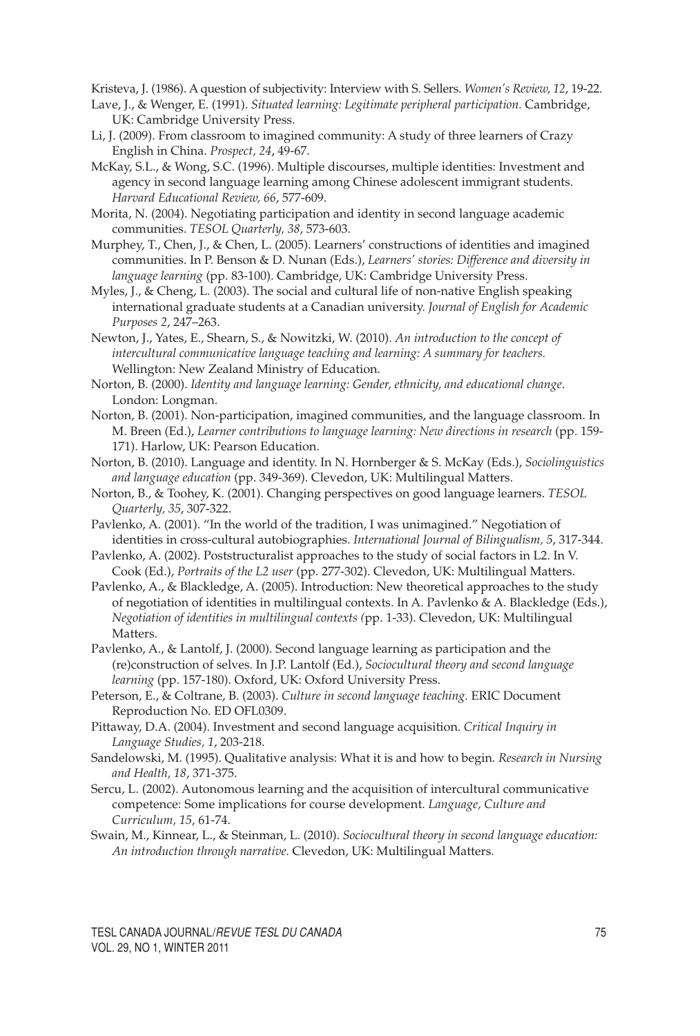Kristeva, J. (1986). A question of subjectivity: Interview with S. Sellers. *Women's Review, 12*, 19-22.

Lave, J., & Wenger, E. (1991). *Situated learning: Legitimate peripheral participation.* Cambridge, UK: Cambridge University Press.

Li, J. (2009). From classroom to imagined community: A study of three learners of Crazy English in China. *Prospect, 24*, 49-67.

McKay, S.L., & Wong, S.C. (1996). Multiple discourses, multiple identities: Investment and agency in second language learning among Chinese adolescent immigrant students. *Harvard Educational Review, 66*, 577-609.

Morita, N. (2004). Negotiating participation and identity in second language academic communities. *TESOL Quarterly, 38*, 573-603.

Murphey, T., Chen, J., & Chen, L. (2005). Learners' constructions of identities and imagined communities. In P. Benson & D. Nunan (Eds.), *Learners' stories: Difference and diversity in language learning* (pp. 83-100). Cambridge, UK: Cambridge University Press.

Myles, J., & Cheng, L. (2003). The social and cultural life of non-native English speaking international graduate students at a Canadian university. *Journal of English for Academic Purposes 2*, 247–263.

Newton, J., Yates, E., Shearn, S., & Nowitzki, W. (2010). *An introduction to the concept of intercultural communicative language teaching and learning: A summary for teachers.* Wellington: New Zealand Ministry of Education.

Norton, B. (2000). *Identity and language learning: Gender, ethnicity, and educational change*. London: Longman.

Norton, B. (2001). Non-participation, imagined communities, and the language classroom. In M. Breen (Ed.), *Learner contributions to language learning: New directions in research* (pp. 159-171). Harlow, UK: Pearson Education.

Norton, B. (2010). Language and identity. In N. Hornberger & S. McKay (Eds.), *Sociolinguistics and language education* (pp. 349-369). Clevedon, UK: Multilingual Matters.

Norton, B., & Toohey, K. (2001). Changing perspectives on good language learners. *TESOL Quarterly, 35*, 307-322.

Pavlenko, A. (2001). "In the world of the tradition, I was unimagined." Negotiation of identities in cross-cultural autobiographies. *International Journal of Bilingualism, 5*, 317-344.

Pavlenko, A. (2002). Poststructuralist approaches to the study of social factors in L2. In V. Cook (Ed.), *Portraits of the L2 user* (pp. 277-302). Clevedon, UK: Multilingual Matters.

Pavlenko, A., & Blackledge, A. (2005). Introduction: New theoretical approaches to the study of negotiation of identities in multilingual contexts. In A. Pavlenko & A. Blackledge (Eds.), *Negotiation of identities in multilingual contexts (*pp. 1-33). Clevedon, UK: Multilingual Matters.

Pavlenko, A., & Lantolf, J. (2000). Second language learning as participation and the (re)construction of selves. In J.P. Lantolf (Ed.), *Sociocultural theory and second language learning* (pp. 157-180). Oxford, UK: Oxford University Press.

Peterson, E., & Coltrane, B. (2003). *Culture in second language teaching.* ERIC Document Reproduction No. ED OFL0309.

Pittaway, D.A. (2004). Investment and second language acquisition. *Critical Inquiry in Language Studies, 1*, 203-218.

Sandelowski, M. (1995). Qualitative analysis: What it is and how to begin. *Research in Nursing and Health, 18*, 371-375.

Sercu, L. (2002). Autonomous learning and the acquisition of intercultural communicative competence: Some implications for course development. *Language, Culture and Curriculum, 15*, 61-74.

Swain, M., Kinnear, L., & Steinman, L. (2010). *Sociocultural theory in second language education: An introduction through narrative.* Clevedon, UK: Multilingual Matters.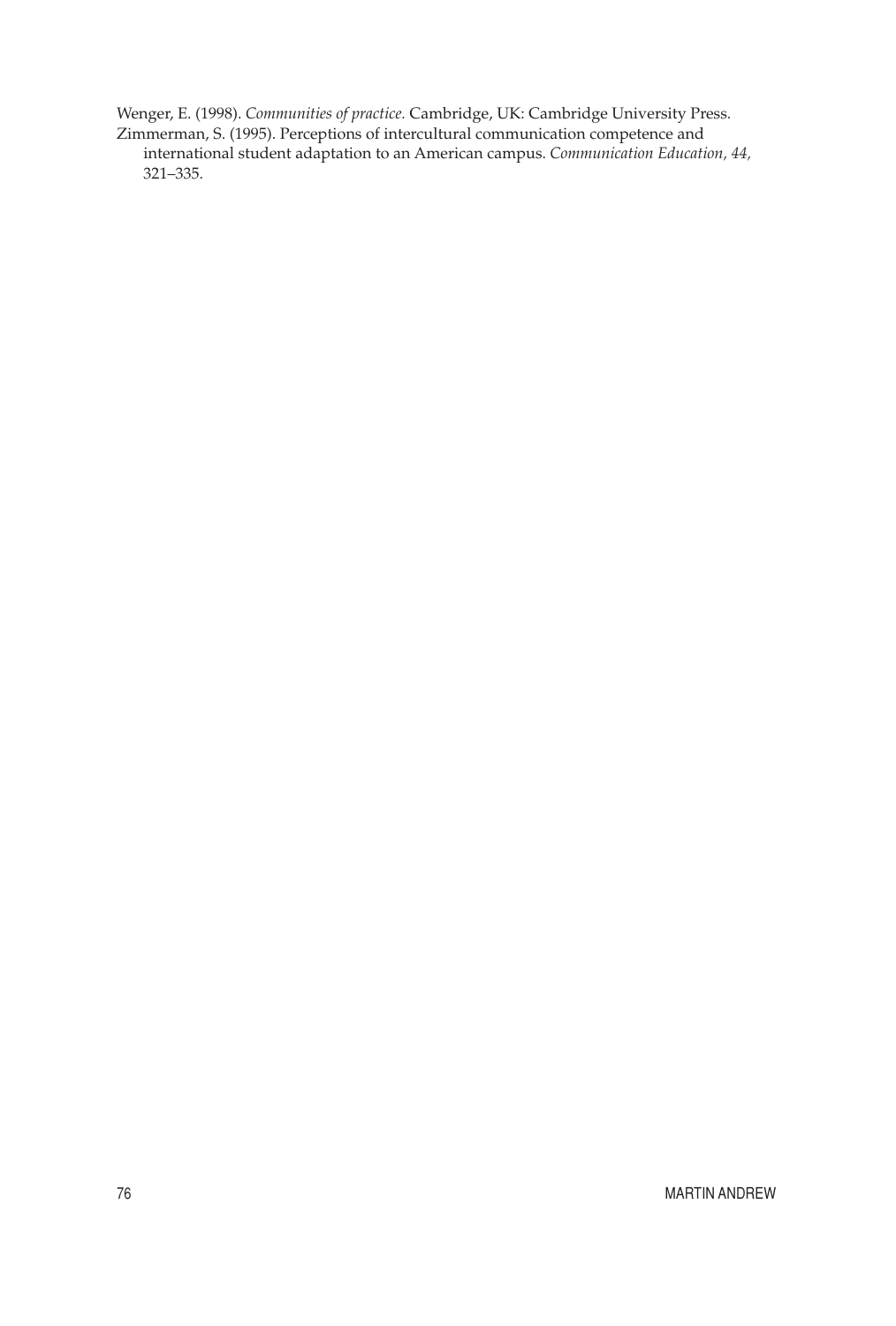Wenger, E. (1998). *Communities of practice.* Cambridge, UK: Cambridge University Press.

Zimmerman, S. (1995). Perceptions of intercultural communication competence and international student adaptation to an American campus. *Communication Education, 44,* 321–335.